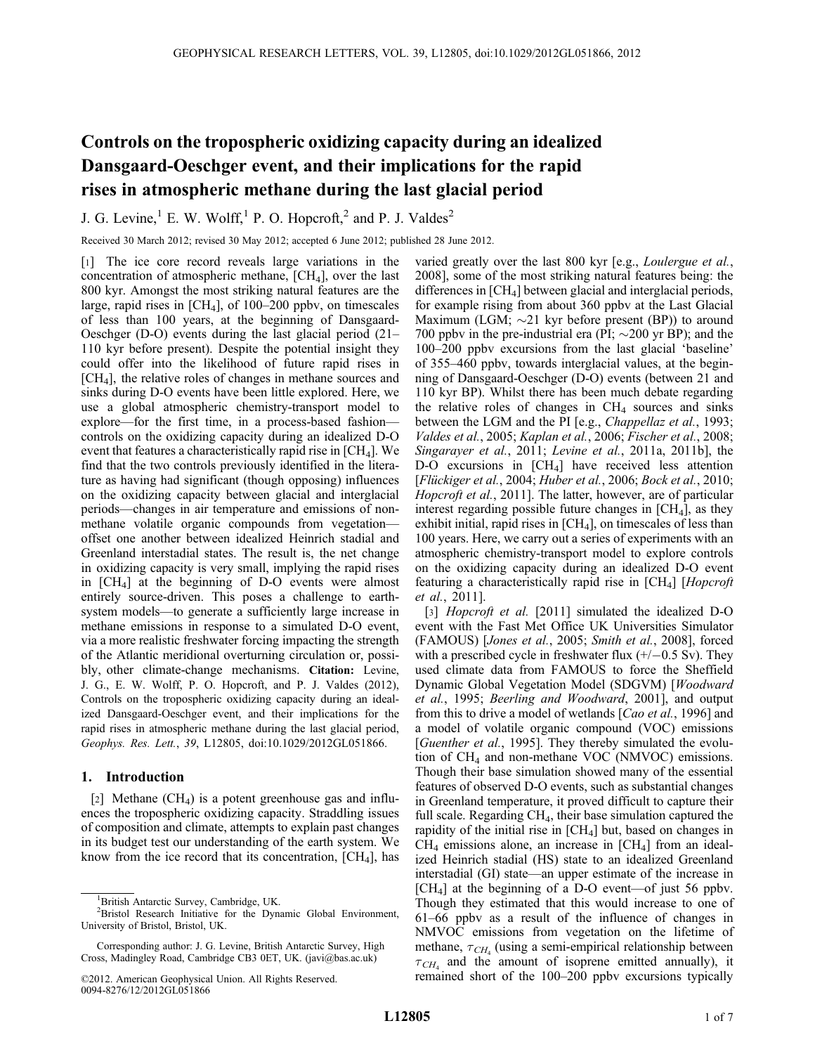# Controls on the tropospheric oxidizing capacity during an idealized Dansgaard-Oeschger event, and their implications for the rapid rises in atmospheric methane during the last glacial period

J. G. Levine,[1] E. W. Wolff,[1] P. O. Hopcroft,[2] and P. J. Valdes[2]

Received 30 March 2012; revised 30 May 2012; accepted 6 June 2012; published 28 June 2012.

[1] The ice core record reveals large variations in the concentration of atmospheric methane, [$CH_4$], over the last 800 kyr. Amongst the most striking natural features are the large, rapid rises in [$CH_4$], of 100–200 ppbv, on timescales of less than 100 years, at the beginning of Dansgaard-Oeschger (D-O) events during the last glacial period (21–110 kyr before present). Despite the potential insight they could offer into the likelihood of future rapid rises in [$CH_4$], the relative roles of changes in methane sources and sinks during D-O events have been little explored. Here, we use a global atmospheric chemistry-transport model to explore—for the first time, in a process-based fashion—controls on the oxidizing capacity during an idealized D-O event that features a characteristically rapid rise in [$CH_4$]. We find that the two controls previously identified in the literature as having had significant (though opposing) influences on the oxidizing capacity between glacial and interglacial periods—changes in air temperature and emissions of non-methane volatile organic compounds from vegetation—offset one another between idealized Heinrich stadial and Greenland interstadial states. The result is, the net change in oxidizing capacity is very small, implying the rapid rises in [$CH_4$] at the beginning of D-O events were almost entirely source-driven. This poses a challenge to earth-system models—to generate a sufficiently large increase in methane emissions in response to a simulated D-O event, via a more realistic freshwater forcing impacting the strength of the Atlantic meridional overturning circulation or, possibly, other climate-change mechanisms. **Citation:** Levine, J. G., E. W. Wolff, P. O. Hopcroft, and P. J. Valdes (2012), Controls on the tropospheric oxidizing capacity during an idealized Dansgaard-Oeschger event, and their implications for the rapid rises in atmospheric methane during the last glacial period, *Geophys. Res. Lett.*, *39*, L12805, doi:10.1029/2012GL051866.

## 1. Introduction

[2] Methane ($CH_4$) is a potent greenhouse gas and influences the tropospheric oxidizing capacity. Straddling issues of composition and climate, attempts to explain past changes in its budget test our understanding of the earth system. We know from the ice record that its concentration, [$CH_4$], has varied greatly over the last 800 kyr [e.g., *Loulergue et al.*, 2008], some of the most striking natural features being: the differences in [$CH_4$] between glacial and interglacial periods, for example rising from about 360 ppbv at the Last Glacial Maximum (LGM; ~21 kyr before present (BP)) to around 700 ppbv in the pre-industrial era (PI; ~200 yr BP); and the 100–200 ppbv excursions from the last glacial 'baseline' of 355–460 ppbv, towards interglacial values, at the beginning of Dansgaard-Oeschger (D-O) events (between 21 and 110 kyr BP). Whilst there has been much debate regarding the relative roles of changes in $CH_4$ sources and sinks between the LGM and the PI [e.g., *Chappellaz et al.*, 1993; *Valdes et al.*, 2005; *Kaplan et al.*, 2006; *Fischer et al.*, 2008; *Singarayer et al.*, 2011; *Levine et al.*, 2011a, 2011b], the D-O excursions in [$CH_4$] have received less attention [*Flückiger et al.*, 2004; *Huber et al.*, 2006; *Bock et al.*, 2010; *Hopcroft et al.*, 2011]. The latter, however, are of particular interest regarding possible future changes in [$CH_4$], as they exhibit initial, rapid rises in [$CH_4$], on timescales of less than 100 years. Here, we carry out a series of experiments with an atmospheric chemistry-transport model to explore controls on the oxidizing capacity during an idealized D-O event featuring a characteristically rapid rise in [$CH_4$] [*Hopcroft et al.*, 2011].

[3] *Hopcroft et al.* [2011] simulated the idealized D-O event with the Fast Met Office UK Universities Simulator (FAMOUS) [*Jones et al.*, 2005; *Smith et al.*, 2008], forced with a prescribed cycle in freshwater flux (+/−0.5 Sv). They used climate data from FAMOUS to force the Sheffield Dynamic Global Vegetation Model (SDGVM) [*Woodward et al.*, 1995; *Beerling and Woodward*, 2001], and output from this to drive a model of wetlands [*Cao et al.*, 1996] and a model of volatile organic compound (VOC) emissions [*Guenther et al.*, 1995]. They thereby simulated the evolution of $CH_4$ and non-methane VOC (NMVOC) emissions. Though their base simulation showed many of the essential features of observed D-O events, such as substantial changes in Greenland temperature, it proved difficult to capture their full scale. Regarding $CH_4$, their base simulation captured the rapidity of the initial rise in [$CH_4$] but, based on changes in $CH_4$ emissions alone, an increase in [$CH_4$] from an idealized Heinrich stadial (HS) state to an idealized Greenland interstadial (GI) state—an upper estimate of the increase in [$CH_4$] at the beginning of a D-O event—of just 56 ppbv. Though they estimated that this would increase to one of 61–66 ppbv as a result of the influence of changes in NMVOC emissions from vegetation on the lifetime of methane, $\tau_{CH_4}$ (using a semi-empirical relationship between $\tau_{CH_4}$ and the amount of isoprene emitted annually), it remained short of the 100–200 ppbv excursions typically

[1]British Antarctic Survey, Cambridge, UK.
[2]Bristol Research Initiative for the Dynamic Global Environment, University of Bristol, Bristol, UK.

Corresponding author: J. G. Levine, British Antarctic Survey, High Cross, Madingley Road, Cambridge CB3 0ET, UK. (javi@bas.ac.uk)

©2012. American Geophysical Union. All Rights Reserved.
0094-8276/12/2012GL051866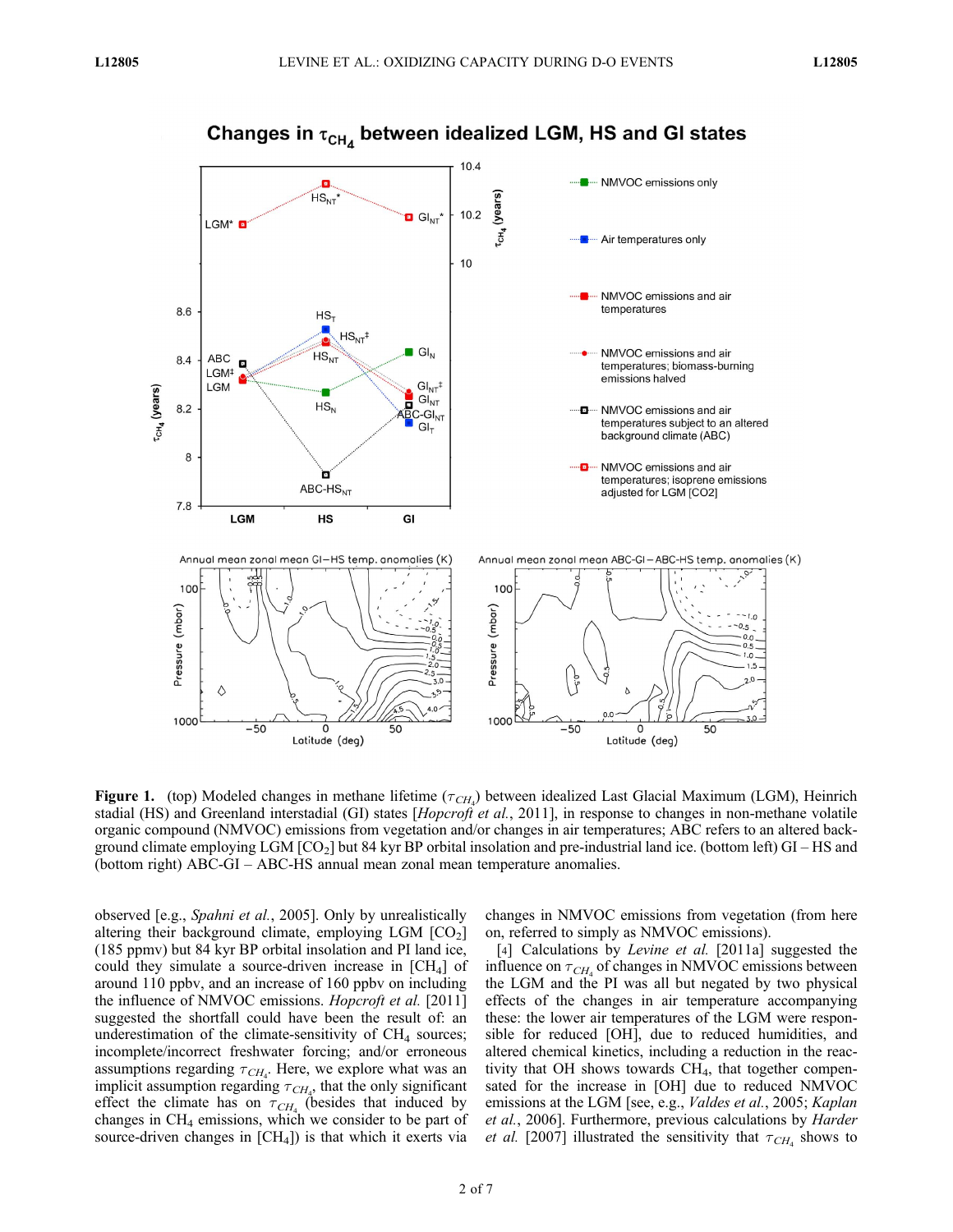**Figure 1.** (top) Modeled changes in methane lifetime ($\tau_{CH_4}$) between idealized Last Glacial Maximum (LGM), Heinrich stadial (HS) and Greenland interstadial (GI) states [*Hopcroft et al.*, 2011], in response to changes in non-methane volatile organic compound (NMVOC) emissions from vegetation and/or changes in air temperatures; ABC refers to an altered background climate employing LGM [$CO_2$] but 84 kyr BP orbital insolation and pre-industrial land ice. (bottom left) GI – HS and (bottom right) ABC-GI – ABC-HS annual mean zonal mean temperature anomalies.

observed [e.g., *Spahni et al.*, 2005]. Only by unrealistically altering their background climate, employing LGM [$CO_2$] (185 ppmv) but 84 kyr BP orbital insolation and PI land ice, could they simulate a source-driven increase in [$CH_4$] of around 110 ppbv, and an increase of 160 ppbv on including the influence of NMVOC emissions. *Hopcroft et al.* [2011] suggested the shortfall could have been the result of: an underestimation of the climate-sensitivity of $CH_4$ sources; incomplete/incorrect freshwater forcing; and/or erroneous assumptions regarding $\tau_{CH_4}$. Here, we explore what was an implicit assumption regarding $\tau_{CH_4}$, that the only significant effect the climate has on $\tau_{CH_4}$ (besides that induced by changes in $CH_4$ emissions, which we consider to be part of source-driven changes in [$CH_4$]) is that which it exerts via changes in NMVOC emissions from vegetation (from here on, referred to simply as NMVOC emissions).

[4] Calculations by *Levine et al.* [2011a] suggested the influence on $\tau_{CH_4}$ of changes in NMVOC emissions between the LGM and the PI was all but negated by two physical effects of the changes in air temperature accompanying these: the lower air temperatures of the LGM were responsible for reduced [OH], due to reduced humidities, and altered chemical kinetics, including a reduction in the reactivity that OH shows towards $CH_4$, that together compensated for the increase in [OH] due to reduced NMVOC emissions at the LGM [see, e.g., *Valdes et al.*, 2005; *Kaplan et al.*, 2006]. Furthermore, previous calculations by *Harder et al.* [2007] illustrated the sensitivity that $\tau_{CH_4}$ shows to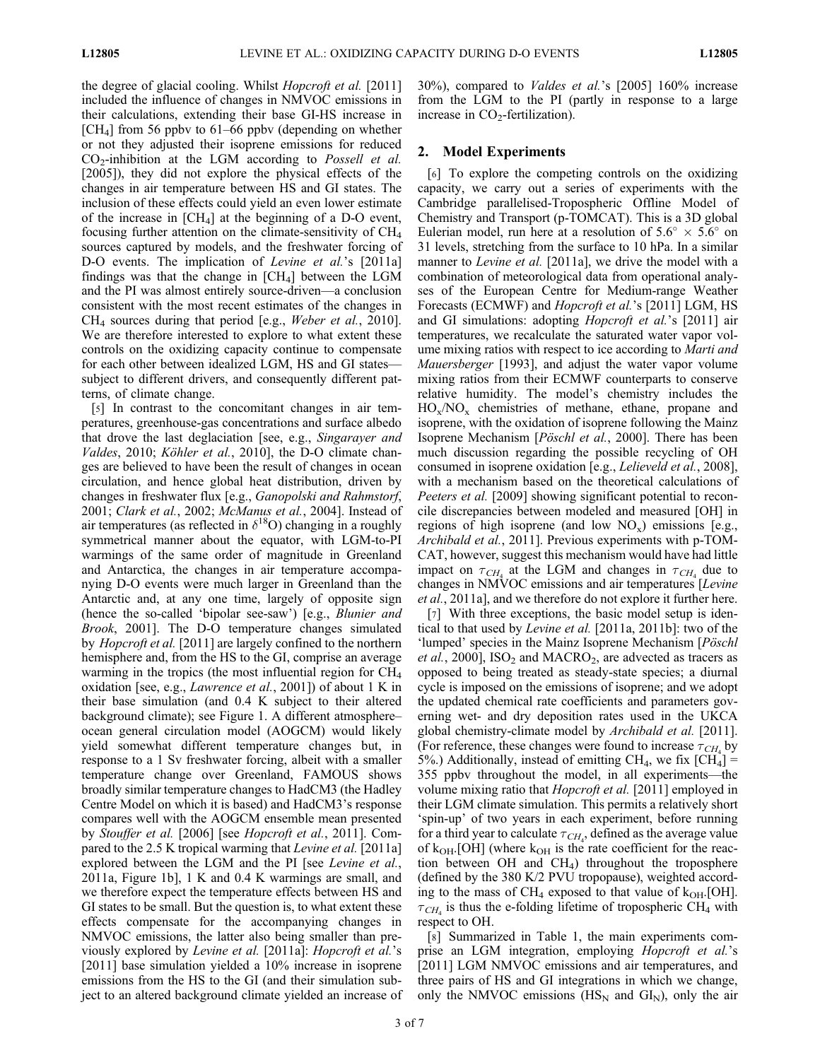the degree of glacial cooling. Whilst *Hopcroft et al.* [2011] included the influence of changes in NMVOC emissions in their calculations, extending their base GI-HS increase in [$CH_4$] from 56 ppbv to 61–66 ppbv (depending on whether or not they adjusted their isoprene emissions for reduced $CO_2$-inhibition at the LGM according to *Possell et al.* [2005]), they did not explore the physical effects of the changes in air temperature between HS and GI states. The inclusion of these effects could yield an even lower estimate of the increase in [$CH_4$] at the beginning of a D-O event, focusing further attention on the climate-sensitivity of $CH_4$ sources captured by models, and the freshwater forcing of D-O events. The implication of *Levine et al.*'s [2011a] findings was that the change in [$CH_4$] between the LGM and the PI was almost entirely source-driven—a conclusion consistent with the most recent estimates of the changes in $CH_4$ sources during that period [e.g., *Weber et al.*, 2010]. We are therefore interested to explore to what extent these controls on the oxidizing capacity continue to compensate for each other between idealized LGM, HS and GI states—subject to different drivers, and consequently different patterns, of climate change.

[5] In contrast to the concomitant changes in air temperatures, greenhouse-gas concentrations and surface albedo that drove the last deglaciation [see, e.g., *Singarayer and Valdes*, 2010; *Köhler et al.*, 2010], the D-O climate changes are believed to have been the result of changes in ocean circulation, and hence global heat distribution, driven by changes in freshwater flux [e.g., *Ganopolski and Rahmstorf*, 2001; *Clark et al.*, 2002; *McManus et al.*, 2004]. Instead of air temperatures (as reflected in $\delta^{18}O$) changing in a roughly symmetrical manner about the equator, with LGM-to-PI warmings of the same order of magnitude in Greenland and Antarctica, the changes in air temperature accompanying D-O events were much larger in Greenland than the Antarctic and, at any one time, largely of opposite sign (hence the so-called 'bipolar see-saw') [e.g., *Blunier and Brook*, 2001]. The D-O temperature changes simulated by *Hopcroft et al.* [2011] are largely confined to the northern hemisphere and, from the HS to the GI, comprise an average warming in the tropics (the most influential region for $CH_4$ oxidation [see, e.g., *Lawrence et al.*, 2001]) of about 1 K in their base simulation (and 0.4 K subject to their altered background climate); see Figure 1. A different atmosphere–ocean general circulation model (AOGCM) would likely yield somewhat different temperature changes but, in response to a 1 Sv freshwater forcing, albeit with a smaller temperature change over Greenland, FAMOUS shows broadly similar temperature changes to HadCM3 (the Hadley Centre Model on which it is based) and HadCM3's response compares well with the AOGCM ensemble mean presented by *Stouffer et al.* [2006] [see *Hopcroft et al.*, 2011]. Compared to the 2.5 K tropical warming that *Levine et al.* [2011a] explored between the LGM and the PI [see *Levine et al.*, 2011a, Figure 1b], 1 K and 0.4 K warmings are small, and we therefore expect the temperature effects between HS and GI states to be small. But the question is, to what extent these effects compensate for the accompanying changes in NMVOC emissions, the latter also being smaller than previously explored by *Levine et al.* [2011a]: *Hopcroft et al.*'s [2011] base simulation yielded a 10% increase in isoprene emissions from the HS to the GI (and their simulation subject to an altered background climate yielded an increase of 30%), compared to *Valdes et al.*'s [2005] 160% increase from the LGM to the PI (partly in response to a large increase in $CO_2$-fertilization).

## 2. Model Experiments

[6] To explore the competing controls on the oxidizing capacity, we carry out a series of experiments with the Cambridge parallelised-Tropospheric Offline Model of Chemistry and Transport (p-TOMCAT). This is a 3D global Eulerian model, run here at a resolution of $5.6° \times 5.6°$ on 31 levels, stretching from the surface to 10 hPa. In a similar manner to *Levine et al.* [2011a], we drive the model with a combination of meteorological data from operational analyses of the European Centre for Medium-range Weather Forecasts (ECMWF) and *Hopcroft et al.*'s [2011] LGM, HS and GI simulations: adopting *Hopcroft et al.*'s [2011] air temperatures, we recalculate the saturated water vapor volume mixing ratios with respect to ice according to *Marti and Mauersberger* [1993], and adjust the water vapor volume mixing ratios from their ECMWF counterparts to conserve relative humidity. The model's chemistry includes the $HO_x/NO_x$ chemistries of methane, ethane, propane and isoprene, with the oxidation of isoprene following the Mainz Isoprene Mechanism [*Pöschl et al.*, 2000]. There has been much discussion regarding the possible recycling of OH consumed in isoprene oxidation [e.g., *Lelieveld et al.*, 2008], with a mechanism based on the theoretical calculations of *Peeters et al.* [2009] showing significant potential to reconcile discrepancies between modeled and measured [OH] in regions of high isoprene (and low $NO_x$) emissions [e.g., *Archibald et al.*, 2011]. Previous experiments with p-TOMCAT, however, suggest this mechanism would have had little impact on $\tau_{CH_4}$ at the LGM and changes in $\tau_{CH_4}$ due to changes in NMVOC emissions and air temperatures [*Levine et al.*, 2011a], and we therefore do not explore it further here.

[7] With three exceptions, the basic model setup is identical to that used by *Levine et al.* [2011a, 2011b]: two of the 'lumped' species in the Mainz Isoprene Mechanism [*Pöschl et al.*, 2000], $ISO_2$ and $MACRO_2$, are advected as tracers as opposed to being treated as steady-state species; a diurnal cycle is imposed on the emissions of isoprene; and we adopt the updated chemical rate coefficients and parameters governing wet- and dry deposition rates used in the UKCA global chemistry-climate model by *Archibald et al.* [2011]. (For reference, these changes were found to increase $\tau_{CH_4}$ by 5%.) Additionally, instead of emitting $CH_4$, we fix [$CH_4$] = 355 ppbv throughout the model, in all experiments—the volume mixing ratio that *Hopcroft et al.* [2011] employed in their LGM climate simulation. This permits a relatively short 'spin-up' of two years in each experiment, before running for a third year to calculate $\tau_{CH_4}$, defined as the average value of $k_{OH}$.[OH] (where $k_{OH}$ is the rate coefficient for the reaction between OH and $CH_4$) throughout the troposphere (defined by the 380 K/2 PVU tropopause), weighted according to the mass of $CH_4$ exposed to that value of $k_{OH}$.[OH]. $\tau_{CH_4}$ is thus the e-folding lifetime of tropospheric $CH_4$ with respect to OH.

[8] Summarized in Table 1, the main experiments comprise an LGM integration, employing *Hopcroft et al.*'s [2011] LGM NMVOC emissions and air temperatures, and three pairs of HS and GI integrations in which we change, only the NMVOC emissions ($HS_N$ and $GI_N$), only the air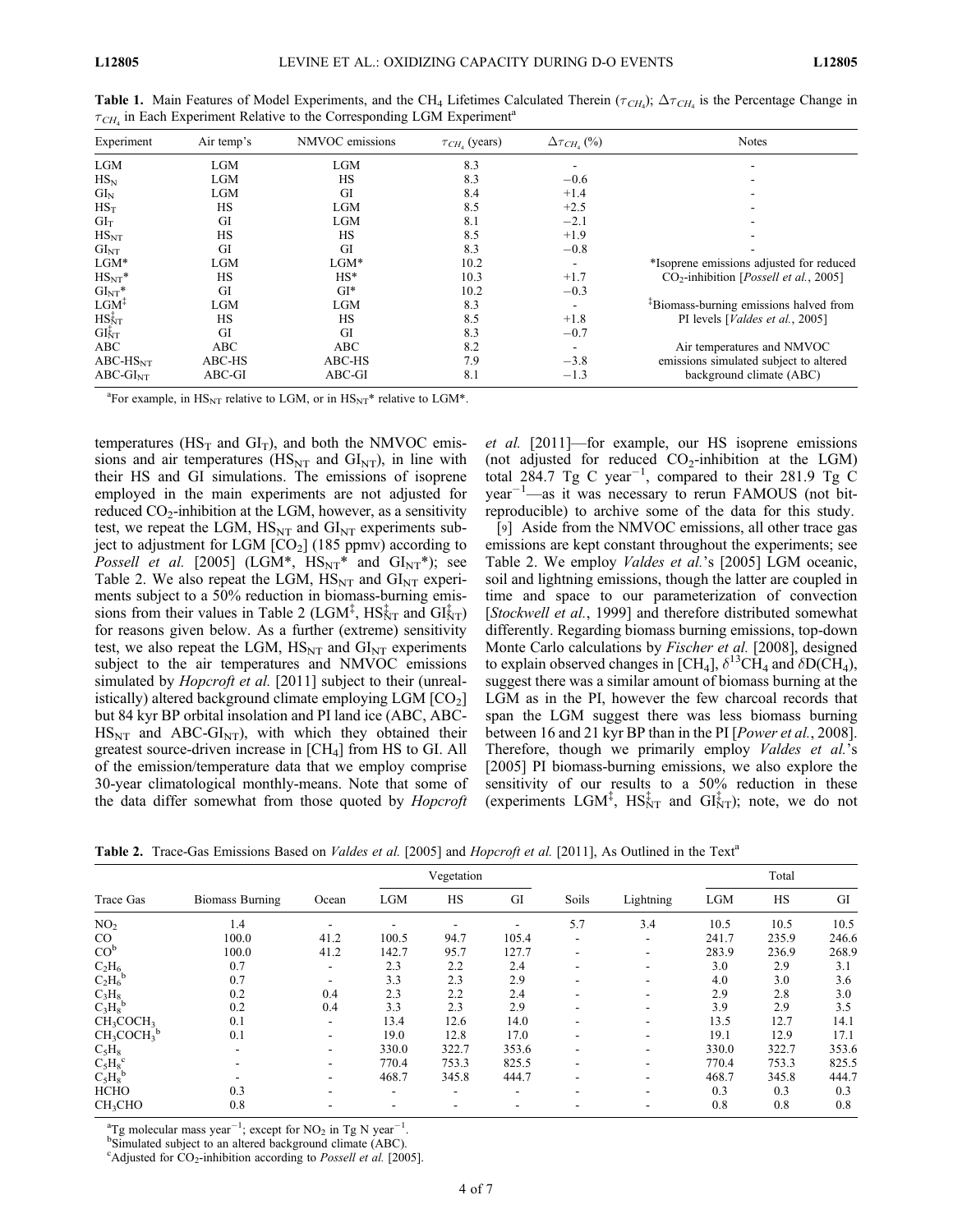**Table 1.** Main Features of Model Experiments, and the $CH_4$ Lifetimes Calculated Therein ($\tau_{CH_4}$); $\Delta\tau_{CH_4}$ is the Percentage Change in $\tau_{CH_4}$ in Each Experiment Relative to the Corresponding LGM Experiment[a]

| Experiment | Air temp's | NMVOC emissions | $\tau_{CH_4}$ (years) | $\Delta\tau_{CH_4}$ (%) | Notes |
|---|---|---|---|---|---|
| LGM | LGM | LGM | 8.3 | - | - |
| $HS_N$ | LGM | HS | 8.3 | −0.6 | - |
| $GI_N$ | LGM | GI | 8.4 | +1.4 | - |
| $HS_T$ | HS | LGM | 8.5 | +2.5 | - |
| $GI_T$ | GI | LGM | 8.1 | −2.1 | - |
| $HS_{NT}$ | HS | HS | 8.5 | +1.9 | - |
| $GI_{NT}$ | GI | GI | 8.3 | −0.8 | - |
| LGM* | LGM | LGM* | 10.2 | - | *Isoprene emissions adjusted for reduced |
| $HS_{NT}$* | HS | HS* | 10.3 | +1.7 | $CO_2$-inhibition [*Possell et al.*, 2005] |
| $GI_{NT}$* | GI | GI* | 10.2 | −0.3 | |
| $LGM^{\ddagger}$ | LGM | LGM | 8.3 | - | $^{\ddagger}$Biomass-burning emissions halved from |
| $HS_{NT}^{\ddagger}$ | HS | HS | 8.5 | +1.8 | PI levels [*Valdes et al.*, 2005] |
| $GI_{NT}^{\ddagger}$ | GI | GI | 8.3 | −0.7 | |
| ABC | ABC | ABC | 8.2 | - | Air temperatures and NMVOC |
| ABC-$HS_{NT}$ | ABC-HS | ABC-HS | 7.9 | −3.8 | emissions simulated subject to altered |
| ABC-$GI_{NT}$ | ABC-GI | ABC-GI | 8.1 | −1.3 | background climate (ABC) |

[a]For example, in $HS_{NT}$ relative to LGM, or in $HS_{NT}$* relative to LGM*.

temperatures ($HS_T$ and $GI_T$), and both the NMVOC emissions and air temperatures ($HS_{NT}$ and $GI_{NT}$), in line with their HS and GI simulations. The emissions of isoprene employed in the main experiments are not adjusted for reduced $CO_2$-inhibition at the LGM, however, as a sensitivity test, we repeat the LGM, $HS_{NT}$ and $GI_{NT}$ experiments subject to adjustment for LGM [$CO_2$] (185 ppmv) according to *Possell et al.* [2005] (LGM*, $HS_{NT}$* and $GI_{NT}$*); see Table 2. We also repeat the LGM, $HS_{NT}$ and $GI_{NT}$ experiments subject to a 50% reduction in biomass-burning emissions from their values in Table 2 ($LGM^{\ddagger}$, $HS_{NT}^{\ddagger}$ and $GI_{NT}^{\ddagger}$) for reasons given below. As a further (extreme) sensitivity test, we also repeat the LGM, $HS_{NT}$ and $GI_{NT}$ experiments subject to the air temperatures and NMVOC emissions simulated by *Hopcroft et al.* [2011] subject to their (unrealistically) altered background climate employing LGM [$CO_2$] but 84 kyr BP orbital insolation and PI land ice (ABC, ABC-$HS_{NT}$ and ABC-$GI_{NT}$), with which they obtained their greatest source-driven increase in [$CH_4$] from HS to GI. All of the emission/temperature data that we employ comprise 30-year climatological monthly-means. Note that some of the data differ somewhat from those quoted by *Hopcroft et al.* [2011]—for example, our HS isoprene emissions (not adjusted for reduced $CO_2$-inhibition at the LGM) total 284.7 Tg C year$^{-1}$, compared to their 281.9 Tg C year$^{-1}$—as it was necessary to rerun FAMOUS (not bit-reproducible) to archive some of the data for this study.

[9] Aside from the NMVOC emissions, all other trace gas emissions are kept constant throughout the experiments; see Table 2. We employ *Valdes et al.*'s [2005] LGM oceanic, soil and lightning emissions, though the latter are coupled in time and space to our parameterization of convection [*Stockwell et al.*, 1999] and therefore distributed somewhat differently. Regarding biomass burning emissions, top-down Monte Carlo calculations by *Fischer et al.* [2008], designed to explain observed changes in [$CH_4$], $\delta^{13}CH_4$ and $\delta D(CH_4)$, suggest there was a similar amount of biomass burning at the LGM as in the PI, however the few charcoal records that span the LGM suggest there was less biomass burning between 16 and 21 kyr BP than in the PI [*Power et al.*, 2008]. Therefore, though we primarily employ *Valdes et al.*'s [2005] PI biomass-burning emissions, we also explore the sensitivity of our results to a 50% reduction in these (experiments $LGM^{\ddagger}$, $HS_{NT}^{\ddagger}$ and $GI_{NT}^{\ddagger}$); note, we do not

**Table 2.** Trace-Gas Emissions Based on *Valdes et al.* [2005] and *Hopcroft et al.* [2011], As Outlined in the Text[a]

| Trace Gas | Biomass Burning | Ocean | Vegetation | | | Soils | Lightning | Total | | |
|---|---|---|---|---|---|---|---|---|---|---|
| | | | LGM | HS | GI | | | LGM | HS | GI |
| $NO_2$ | 1.4 | - | - | - | - | 5.7 | 3.4 | 10.5 | 10.5 | 10.5 |
| CO | 100.0 | 41.2 | 100.5 | 94.7 | 105.4 | - | - | 241.7 | 235.9 | 246.6 |
| CO[b] | 100.0 | 41.2 | 142.7 | 95.7 | 127.7 | - | - | 283.9 | 236.9 | 268.9 |
| $C_2H_6$ | 0.7 | - | 2.3 | 2.2 | 2.4 | - | - | 3.0 | 2.9 | 3.1 |
| $C_2H_6$[b] | 0.7 | - | 3.3 | 2.3 | 2.9 | - | - | 4.0 | 3.0 | 3.6 |
| $C_3H_8$ | 0.2 | 0.4 | 2.3 | 2.2 | 2.4 | - | - | 2.9 | 2.8 | 3.0 |
| $C_3H_8$[b] | 0.2 | 0.4 | 3.3 | 2.3 | 2.9 | - | - | 3.9 | 2.9 | 3.5 |
| $CH_3COCH_3$ | 0.1 | - | 13.4 | 12.6 | 14.0 | - | - | 13.5 | 12.7 | 14.1 |
| $CH_3COCH_3$[b] | 0.1 | - | 19.0 | 12.8 | 17.0 | - | - | 19.1 | 12.9 | 17.1 |
| $C_5H_8$ | - | - | 330.0 | 322.7 | 353.6 | - | - | 330.0 | 322.7 | 353.6 |
| $C_5H_8$[c] | - | - | 770.4 | 753.3 | 825.5 | - | - | 770.4 | 753.3 | 825.5 |
| $C_5H_8$[b] | - | - | 468.7 | 345.8 | 444.7 | - | - | 468.7 | 345.8 | 444.7 |
| HCHO | 0.3 | - | - | - | - | - | - | 0.3 | 0.3 | 0.3 |
| $CH_3CHO$ | 0.8 | - | - | - | - | - | - | 0.8 | 0.8 | 0.8 |

[a]Tg molecular mass year$^{-1}$; except for $NO_2$ in Tg N year$^{-1}$.

[b]Simulated subject to an altered background climate (ABC).

[c]Adjusted for $CO_2$-inhibition according to *Possell et al.* [2005].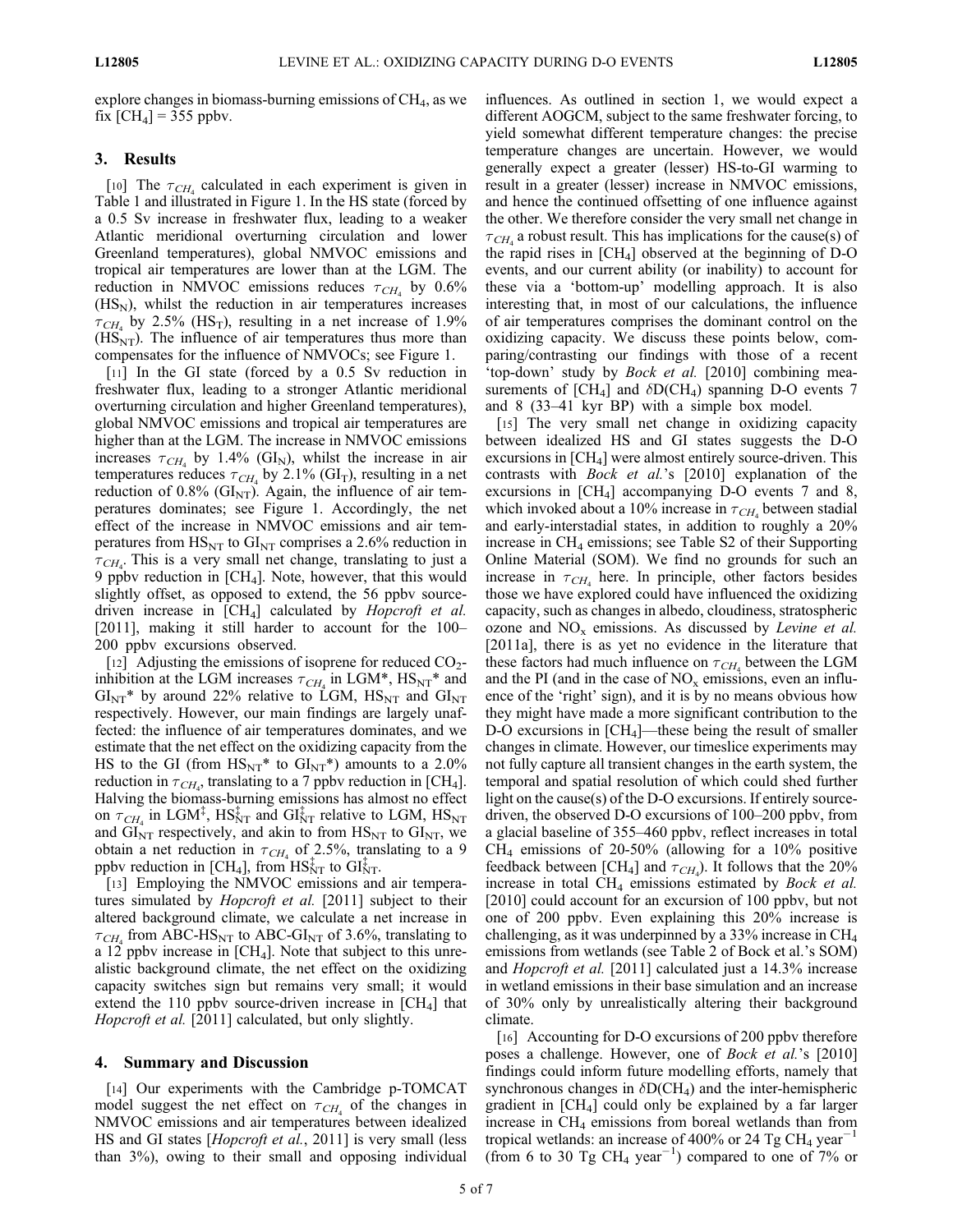explore changes in biomass-burning emissions of $CH_4$, as we fix $[CH_4]$ = 355 ppbv.

## 3. Results

[10] The $\tau_{CH_4}$ calculated in each experiment is given in Table 1 and illustrated in Figure 1. In the HS state (forced by a 0.5 Sv increase in freshwater flux, leading to a weaker Atlantic meridional overturning circulation and lower Greenland temperatures), global NMVOC emissions and tropical air temperatures are lower than at the LGM. The reduction in NMVOC emissions reduces $\tau_{CH_4}$ by 0.6% ($HS_N$), whilst the reduction in air temperatures increases $\tau_{CH_4}$ by 2.5% ($HS_T$), resulting in a net increase of 1.9% ($HS_{NT}$). The influence of air temperatures thus more than compensates for the influence of NMVOCs; see Figure 1.

[11] In the GI state (forced by a 0.5 Sv reduction in freshwater flux, leading to a stronger Atlantic meridional overturning circulation and higher Greenland temperatures), global NMVOC emissions and tropical air temperatures are higher than at the LGM. The increase in NMVOC emissions increases $\tau_{CH_4}$ by 1.4% ($GI_N$), whilst the increase in air temperatures reduces $\tau_{CH_4}$ by 2.1% ($GI_T$), resulting in a net reduction of 0.8% ($GI_{NT}$). Again, the influence of air temperatures dominates; see Figure 1. Accordingly, the net effect of the increase in NMVOC emissions and air temperatures from $HS_{NT}$ to $GI_{NT}$ comprises a 2.6% reduction in $\tau_{CH_4}$. This is a very small net change, translating to just a 9 ppbv reduction in $[CH_4]$. Note, however, that this would slightly offset, as opposed to extend, the 56 ppbv source-driven increase in $[CH_4]$ calculated by *Hopcroft et al.* [2011], making it still harder to account for the 100–200 ppbv excursions observed.

[12] Adjusting the emissions of isoprene for reduced $CO_2$-inhibition at the LGM increases $\tau_{CH_4}$ in LGM*, $HS_{NT}$* and $GI_{NT}$* by around 22% relative to LGM, $HS_{NT}$ and $GI_{NT}$ respectively. However, our main findings are largely unaffected: the influence of air temperatures dominates, and we estimate that the net effect on the oxidizing capacity from the HS to the GI (from $HS_{NT}$* to $GI_{NT}$*) amounts to a 2.0% reduction in $\tau_{CH_4}$, translating to a 7 ppbv reduction in $[CH_4]$. Halving the biomass-burning emissions has almost no effect on $\tau_{CH_4}$ in $LGM^{\ddagger}$, $HS_{NT}^{\ddagger}$ and $GI_{NT}^{\ddagger}$ relative to LGM, $HS_{NT}$ and $GI_{NT}$ respectively, and akin to from $HS_{NT}$ to $GI_{NT}$, we obtain a net reduction in $\tau_{CH_4}$ of 2.5%, translating to a 9 ppbv reduction in $[CH_4]$, from $HS_{NT}^{\ddagger}$ to $GI_{NT}^{\ddagger}$.

[13] Employing the NMVOC emissions and air temperatures simulated by *Hopcroft et al.* [2011] subject to their altered background climate, we calculate a net increase in $\tau_{CH_4}$ from ABC-$HS_{NT}$ to ABC-$GI_{NT}$ of 3.6%, translating to a 12 ppbv increase in $[CH_4]$. Note that subject to this unrealistic background climate, the net effect on the oxidizing capacity switches sign but remains very small; it would extend the 110 ppbv source-driven increase in $[CH_4]$ that *Hopcroft et al.* [2011] calculated, but only slightly.

## 4. Summary and Discussion

[14] Our experiments with the Cambridge p-TOMCAT model suggest the net effect on $\tau_{CH_4}$ of the changes in NMVOC emissions and air temperatures between idealized HS and GI states [*Hopcroft et al.*, 2011] is very small (less than 3%), owing to their small and opposing individual influences. As outlined in section 1, we would expect a different AOGCM, subject to the same freshwater forcing, to yield somewhat different temperature changes: the precise temperature changes are uncertain. However, we would generally expect a greater (lesser) HS-to-GI warming to result in a greater (lesser) increase in NMVOC emissions, and hence the continued offsetting of one influence against the other. We therefore consider the very small net change in $\tau_{CH_4}$ a robust result. This has implications for the cause(s) of the rapid rises in $[CH_4]$ observed at the beginning of D-O events, and our current ability (or inability) to account for these via a 'bottom-up' modelling approach. It is also interesting that, in most of our calculations, the influence of air temperatures comprises the dominant control on the oxidizing capacity. We discuss these points below, comparing/contrasting our findings with those of a recent 'top-down' study by *Bock et al.* [2010] combining measurements of $[CH_4]$ and $\delta D(CH_4)$ spanning D-O events 7 and 8 (33–41 kyr BP) with a simple box model.

[15] The very small net change in oxidizing capacity between idealized HS and GI states suggests the D-O excursions in $[CH_4]$ were almost entirely source-driven. This contrasts with *Bock et al.*'s [2010] explanation of the excursions in $[CH_4]$ accompanying D-O events 7 and 8, which invoked about a 10% increase in $\tau_{CH_4}$ between stadial and early-interstadial states, in addition to roughly a 20% increase in $CH_4$ emissions; see Table S2 of their Supporting Online Material (SOM). We find no grounds for such an increase in $\tau_{CH_4}$ here. In principle, other factors besides those we have explored could have influenced the oxidizing capacity, such as changes in albedo, cloudiness, stratospheric ozone and $NO_x$ emissions. As discussed by *Levine et al.* [2011a], there is as yet no evidence in the literature that these factors had much influence on $\tau_{CH_4}$ between the LGM and the PI (and in the case of $NO_x$ emissions, even an influence of the 'right' sign), and it is by no means obvious how they might have made a more significant contribution to the D-O excursions in $[CH_4]$—these being the result of smaller changes in climate. However, our timeslice experiments may not fully capture all transient changes in the earth system, the temporal and spatial resolution of which could shed further light on the cause(s) of the D-O excursions. If entirely source-driven, the observed D-O excursions of 100–200 ppbv, from a glacial baseline of 355–460 ppbv, reflect increases in total $CH_4$ emissions of 20-50% (allowing for a 10% positive feedback between $[CH_4]$ and $\tau_{CH_4}$). It follows that the 20% increase in total $CH_4$ emissions estimated by *Bock et al.* [2010] could account for an excursion of 100 ppbv, but not one of 200 ppbv. Even explaining this 20% increase is challenging, as it was underpinned by a 33% increase in $CH_4$ emissions from wetlands (see Table 2 of Bock et al.'s SOM) and *Hopcroft et al.* [2011] calculated just a 14.3% increase in wetland emissions in their base simulation and an increase of 30% only by unrealistically altering their background climate.

[16] Accounting for D-O excursions of 200 ppbv therefore poses a challenge. However, one of *Bock et al.*'s [2010] findings could inform future modelling efforts, namely that synchronous changes in $\delta D(CH_4)$ and the inter-hemispheric gradient in $[CH_4]$ could only be explained by a far larger increase in $CH_4$ emissions from boreal wetlands than from tropical wetlands: an increase of 400% or 24 Tg $CH_4$ year$^{-1}$ (from 6 to 30 Tg $CH_4$ year$^{-1}$) compared to one of 7% or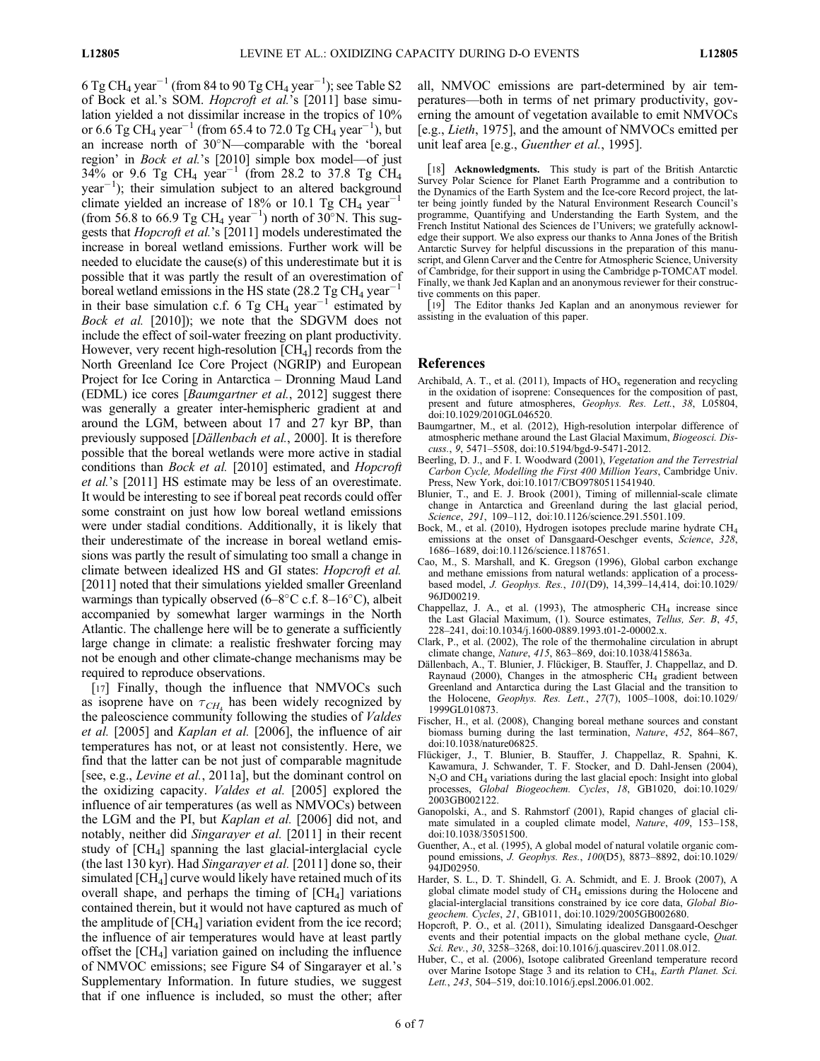6 Tg $CH_4$ year$^{-1}$ (from 84 to 90 Tg $CH_4$ year$^{-1}$); see Table S2 of Bock et al.'s SOM. *Hopcroft et al.*'s [2011] base simulation yielded a not dissimilar increase in the tropics of 10% or 6.6 Tg $CH_4$ year$^{-1}$ (from 65.4 to 72.0 Tg $CH_4$ year$^{-1}$), but an increase north of 30°N—comparable with the 'boreal region' in *Bock et al.*'s [2010] simple box model—of just 34% or 9.6 Tg $CH_4$ year$^{-1}$ (from 28.2 to 37.8 Tg $CH_4$ year$^{-1}$); their simulation subject to an altered background climate yielded an increase of 18% or 10.1 Tg $CH_4$ year$^{-1}$ (from 56.8 to 66.9 Tg $CH_4$ year$^{-1}$) north of 30°N. This suggests that *Hopcroft et al.*'s [2011] models underestimated the increase in boreal wetland emissions. Further work will be needed to elucidate the cause(s) of this underestimate but it is possible that it was partly the result of an overestimation of boreal wetland emissions in the HS state (28.2 Tg $CH_4$ year$^{-1}$ in their base simulation c.f. 6 Tg $CH_4$ year$^{-1}$ estimated by *Bock et al.* [2010]); we note that the SDGVM does not include the effect of soil-water freezing on plant productivity. However, very recent high-resolution [$CH_4$] records from the North Greenland Ice Core Project (NGRIP) and European Project for Ice Coring in Antarctica – Dronning Maud Land (EDML) ice cores [*Baumgartner et al.*, 2012] suggest there was generally a greater inter-hemispheric gradient at and around the LGM, between about 17 and 27 kyr BP, than previously supposed [*Dällenbach et al.*, 2000]. It is therefore possible that the boreal wetlands were more active in stadial conditions than *Bock et al.* [2010] estimated, and *Hopcroft et al.*'s [2011] HS estimate may be less of an overestimate. It would be interesting to see if boreal peat records could offer some constraint on just how low boreal wetland emissions were under stadial conditions. Additionally, it is likely that their underestimate of the increase in boreal wetland emissions was partly the result of simulating too small a change in climate between idealized HS and GI states: *Hopcroft et al.* [2011] noted that their simulations yielded smaller Greenland warmings than typically observed (6–8°C c.f. 8–16°C), albeit accompanied by somewhat larger warmings in the North Atlantic. The challenge here will be to generate a sufficiently large change in climate: a realistic freshwater forcing may not be enough and other climate-change mechanisms may be required to reproduce observations.

[17] Finally, though the influence that NMVOCs such as isoprene have on $\tau_{CH_4}$ has been widely recognized by the paleoscience community following the studies of *Valdes et al.* [2005] and *Kaplan et al.* [2006], the influence of air temperatures has not, or at least not consistently. Here, we find that the latter can be not just of comparable magnitude [see, e.g., *Levine et al.*, 2011a], but the dominant control on the oxidizing capacity. *Valdes et al.* [2005] explored the influence of air temperatures (as well as NMVOCs) between the LGM and the PI, but *Kaplan et al.* [2006] did not, and notably, neither did *Singarayer et al.* [2011] in their recent study of [$CH_4$] spanning the last glacial-interglacial cycle (the last 130 kyr). Had *Singarayer et al.* [2011] done so, their simulated [$CH_4$] curve would likely have retained much of its overall shape, and perhaps the timing of [$CH_4$] variations contained therein, but it would not have captured as much of the amplitude of [$CH_4$] variation evident from the ice record; the influence of air temperatures would have at least partly offset the [$CH_4$] variation gained on including the influence of NMVOC emissions; see Figure S4 of Singarayer et al.'s Supplementary Information. In future studies, we suggest that if one influence is included, so must the other; after all, NMVOC emissions are part-determined by air temperatures—both in terms of net primary productivity, governing the amount of vegetation available to emit NMVOCs [e.g., *Lieth*, 1975], and the amount of NMVOCs emitted per unit leaf area [e.g., *Guenther et al.*, 1995].

[18] **Acknowledgments.** This study is part of the British Antarctic Survey Polar Science for Planet Earth Programme and a contribution to the Dynamics of the Earth System and the Ice-core Record project, the latter being jointly funded by the Natural Environment Research Council's programme, Quantifying and Understanding the Earth System, and the French Institut National des Sciences de l'Univers; we gratefully acknowledge their support. We also express our thanks to Anna Jones of the British Antarctic Survey for helpful discussions in the preparation of this manuscript, and Glenn Carver and the Centre for Atmospheric Science, University of Cambridge, for their support in using the Cambridge p-TOMCAT model. Finally, we thank Jed Kaplan and an anonymous reviewer for their constructive comments on this paper.

[19] The Editor thanks Jed Kaplan and an anonymous reviewer for assisting in the evaluation of this paper.

## References

Archibald, A. T., et al. (2011), Impacts of $HO_x$ regeneration and recycling in the oxidation of isoprene: Consequences for the composition of past, present and future atmospheres, *Geophys. Res. Lett.*, *38*, L05804, doi:10.1029/2010GL046520.

Baumgartner, M., et al. (2012), High-resolution interpolar difference of atmospheric methane around the Last Glacial Maximum, *Biogeosci. Discuss.*, *9*, 5471–5508, doi:10.5194/bgd-9-5471-2012.

Beerling, D. J., and F. I. Woodward (2001), *Vegetation and the Terrestrial Carbon Cycle, Modelling the First 400 Million Years*, Cambridge Univ. Press, New York, doi:10.1017/CBO9780511541940.

Blunier, T., and E. J. Brook (2001), Timing of millennial-scale climate change in Antarctica and Greenland during the last glacial period, *Science*, *291*, 109–112, doi:10.1126/science.291.5501.109.

Bock, M., et al. (2010), Hydrogen isotopes preclude marine hydrate $CH_4$ emissions at the onset of Dansgaard-Oeschger events, *Science*, *328*, 1686–1689, doi:10.1126/science.1187651.

Cao, M., S. Marshall, and K. Gregson (1996), Global carbon exchange and methane emissions from natural wetlands: application of a process-based model, *J. Geophys. Res.*, *101*(D9), 14,399–14,414, doi:10.1029/96JD00219.

Chappellaz, J. A., et al. (1993), The atmospheric $CH_4$ increase since the Last Glacial Maximum, (1). Source estimates, *Tellus, Ser. B*, *45*, 228–241, doi:10.1034/j.1600-0889.1993.t01-2-00002.x.

Clark, P., et al. (2002), The role of the thermohaline circulation in abrupt climate change, *Nature*, *415*, 863–869, doi:10.1038/415863a.

Dällenbach, A., T. Blunier, J. Flückiger, B. Stauffer, J. Chappellaz, and D. Raynaud (2000), Changes in the atmospheric $CH_4$ gradient between Greenland and Antarctica during the Last Glacial and the transition to the Holocene, *Geophys. Res. Lett.*, *27*(7), 1005–1008, doi:10.1029/1999GL010873.

Fischer, H., et al. (2008), Changing boreal methane sources and constant biomass burning during the last termination, *Nature*, *452*, 864–867, doi:10.1038/nature06825.

Flückiger, J., T. Blunier, B. Stauffer, J. Chappellaz, R. Spahni, K. Kawamura, J. Schwander, T. F. Stocker, and D. Dahl-Jensen (2004), $N_2O$ and $CH_4$ variations during the last glacial epoch: Insight into global processes, *Global Biogeochem. Cycles*, *18*, GB1020, doi:10.1029/2003GB002122.

Ganopolski, A., and S. Rahmstorf (2001), Rapid changes of glacial climate simulated in a coupled climate model, *Nature*, *409*, 153–158, doi:10.1038/35051500.

Guenther, A., et al. (1995), A global model of natural volatile organic compound emissions, *J. Geophys. Res.*, *100*(D5), 8873–8892, doi:10.1029/94JD02950.

Harder, S. L., D. T. Shindell, G. A. Schmidt, and E. J. Brook (2007), A global climate model study of $CH_4$ emissions during the Holocene and glacial-interglacial transitions constrained by ice core data, *Global Biogeochem. Cycles*, *21*, GB1011, doi:10.1029/2005GB002680.

Hopcroft, P. O., et al. (2011), Simulating idealized Dansgaard-Oeschger events and their potential impacts on the global methane cycle, *Quat. Sci. Rev.*, *30*, 3258–3268, doi:10.1016/j.quascirev.2011.08.012.

Huber, C., et al. (2006), Isotope calibrated Greenland temperature record over Marine Isotope Stage 3 and its relation to $CH_4$, *Earth Planet. Sci. Lett.*, *243*, 504–519, doi:10.1016/j.epsl.2006.01.002.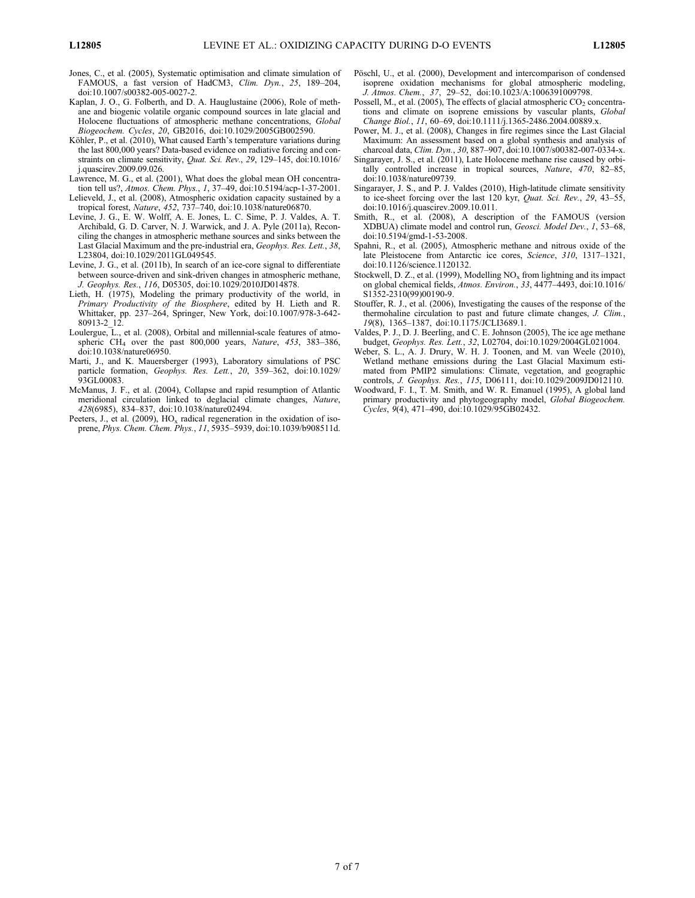Jones, C., et al. (2005), Systematic optimisation and climate simulation of FAMOUS, a fast version of HadCM3, *Clim. Dyn.*, *25*, 189–204, doi:10.1007/s00382-005-0027-2.

Kaplan, J. O., G. Folberth, and D. A. Hauglustaine (2006), Role of methane and biogenic volatile organic compound sources in late glacial and Holocene fluctuations of atmospheric methane concentrations, *Global Biogeochem. Cycles*, *20*, GB2016, doi:10.1029/2005GB002590.

Köhler, P., et al. (2010), What caused Earth's temperature variations during the last 800,000 years? Data-based evidence on radiative forcing and constraints on climate sensitivity, *Quat. Sci. Rev.*, *29*, 129–145, doi:10.1016/j.quascirev.2009.09.026.

Lawrence, M. G., et al. (2001), What does the global mean OH concentration tell us?, *Atmos. Chem. Phys.*, *1*, 37–49, doi:10.5194/acp-1-37-2001.

Lelieveld, J., et al. (2008), Atmospheric oxidation capacity sustained by a tropical forest, *Nature*, *452*, 737–740, doi:10.1038/nature06870.

Levine, J. G., E. W. Wolff, A. E. Jones, L. C. Sime, P. J. Valdes, A. T. Archibald, G. D. Carver, N. J. Warwick, and J. A. Pyle (2011a), Reconciling the changes in atmospheric methane sources and sinks between the Last Glacial Maximum and the pre-industrial era, *Geophys. Res. Lett.*, *38*, L23804, doi:10.1029/2011GL049545.

Levine, J. G., et al. (2011b), In search of an ice-core signal to differentiate between source-driven and sink-driven changes in atmospheric methane, *J. Geophys. Res.*, *116*, D05305, doi:10.1029/2010JD014878.

Lieth, H. (1975), Modeling the primary productivity of the world, in *Primary Productivity of the Biosphere*, edited by H. Lieth and R. Whittaker, pp. 237–264, Springer, New York, doi:10.1007/978-3-642-80913-2_12.

Loulergue, L., et al. (2008), Orbital and millennial-scale features of atmospheric $CH_4$ over the past 800,000 years, *Nature*, *453*, 383–386, doi:10.1038/nature06950.

Marti, J., and K. Mauersberger (1993), Laboratory simulations of PSC particle formation, *Geophys. Res. Lett.*, *20*, 359–362, doi:10.1029/93GL00083.

McManus, J. F., et al. (2004), Collapse and rapid resumption of Atlantic meridional circulation linked to deglacial climate changes, *Nature*, *428*(6985), 834–837, doi:10.1038/nature02494.

Peeters, J., et al. (2009), $HO_x$ radical regeneration in the oxidation of isoprene, *Phys. Chem. Chem. Phys.*, *11*, 5935–5939, doi:10.1039/b908511d.

Pöschl, U., et al. (2000), Development and intercomparison of condensed isoprene oxidation mechanisms for global atmospheric modeling, *J. Atmos. Chem.*, *37*, 29–52, doi:10.1023/A:1006391009798.

Possell, M., et al. (2005), The effects of glacial atmospheric $CO_2$ concentrations and climate on isoprene emissions by vascular plants, *Global Change Biol.*, *11*, 60–69, doi:10.1111/j.1365-2486.2004.00889.x.

Power, M. J., et al. (2008), Changes in fire regimes since the Last Glacial Maximum: An assessment based on a global synthesis and analysis of charcoal data, *Clim. Dyn.*, *30*, 887–907, doi:10.1007/s00382-007-0334-x.

Singarayer, J. S., et al. (2011), Late Holocene methane rise caused by orbitally controlled increase in tropical sources, *Nature*, *470*, 82–85, doi:10.1038/nature09739.

Singarayer, J. S., and P. J. Valdes (2010), High-latitude climate sensitivity to ice-sheet forcing over the last 120 kyr, *Quat. Sci. Rev.*, *29*, 43–55, doi:10.1016/j.quascirev.2009.10.011.

Smith, R., et al. (2008), A description of the FAMOUS (version XDBUA) climate model and control run, *Geosci. Model Dev.*, *1*, 53–68, doi:10.5194/gmd-1-53-2008.

Spahni, R., et al. (2005), Atmospheric methane and nitrous oxide of the late Pleistocene from Antarctic ice cores, *Science*, *310*, 1317–1321, doi:10.1126/science.1120132.

Stockwell, D. Z., et al. (1999), Modelling $NO_x$ from lightning and its impact on global chemical fields, *Atmos. Environ.*, *33*, 4477–4493, doi:10.1016/S1352-2310(99)00190-9.

Stouffer, R. J., et al. (2006), Investigating the causes of the response of the thermohaline circulation to past and future climate changes, *J. Clim.*, *19*(8), 1365–1387, doi:10.1175/JCLI3689.1.

Valdes, P. J., D. J. Beerling, and C. E. Johnson (2005), The ice age methane budget, *Geophys. Res. Lett.*, *32*, L02704, doi:10.1029/2004GL021004.

Weber, S. L., A. J. Drury, W. H. J. Toonen, and M. van Weele (2010), Wetland methane emissions during the Last Glacial Maximum estimated from PMIP2 simulations: Climate, vegetation, and geographic controls, *J. Geophys. Res.*, *115*, D06111, doi:10.1029/2009JD012110.

Woodward, F. I., T. M. Smith, and W. R. Emanuel (1995), A global land primary productivity and phytogeography model, *Global Biogeochem. Cycles*, *9*(4), 471–490, doi:10.1029/95GB02432.